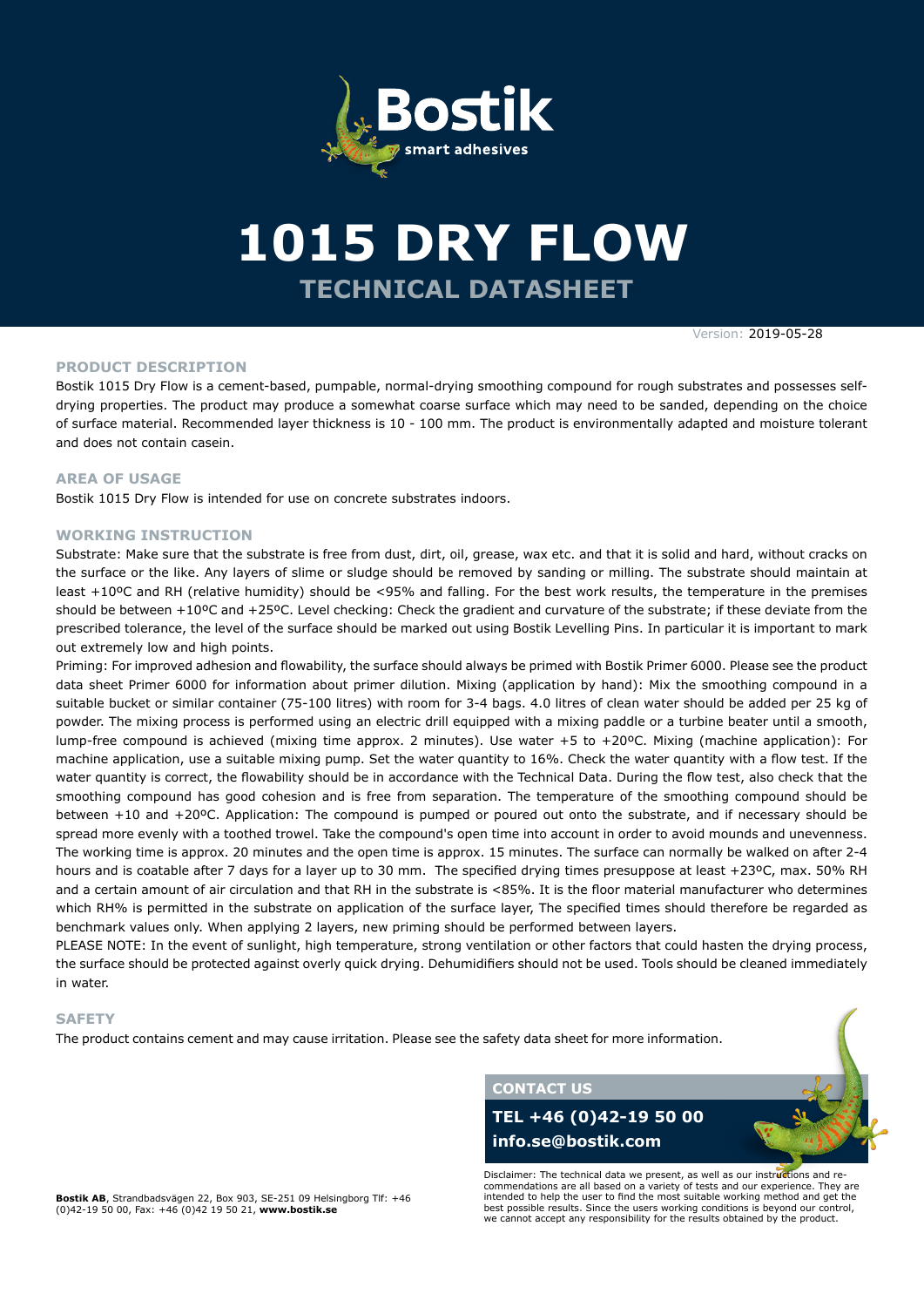# 1015 DRY FLOW

## TECHNICAL DATASHEET

Version: 2019-05-28

### PRODUCT DESCRIPTION

Bostik 1015 Dry Flow is a cement-based, pumpable, normal-drying smoothing compound for rough substrates and possesses self-drying properties. The product may produce a somewhat coarse surface which may need to be sanded, depending on the choice of surface material. Recommended layer thickness is 10 - 100 mm. The product is environmentally adapted and moisture tolerant and does not contain casein.

### AREA OF USAGE

Bostik 1015 Dry Flow is intended for use on concrete substrates indoors.

### WORKING INSTRUCTION

Substrate: Make sure that the substrate is free from dust, dirt, oil, grease, wax etc. and that it is solid and hard, without cracks on the surface or the like. Any layers of slime or sludge should be removed by sanding or milling. The substrate should maintain at least +10ºC and RH (relative humidity) should be <95% and falling. For the best work results, the temperature in the premises should be between +10ºC and +25ºC. Level checking: Check the gradient and curvature of the substrate; if these deviate from the prescribed tolerance, the level of the surface should be marked out using Bostik Levelling Pins. In particular it is important to mark out extremely low and high points.

Priming: For improved adhesion and flowability, the surface should always be primed with Bostik Primer 6000. Please see the product data sheet Primer 6000 for information about primer dilution. Mixing (application by hand): Mix the smoothing compound in a suitable bucket or similar container (75-100 litres) with room for 3-4 bags. 4.0 litres of clean water should be added per 25 kg of powder. The mixing process is performed using an electric drill equipped with a mixing paddle or a turbine beater until a smooth, lump-free compound is achieved (mixing time approx. 2 minutes). Use water +5 to +20ºC. Mixing (machine application): For machine application, use a suitable mixing pump. Set the water quantity to 16%. Check the water quantity with a flow test. If the water quantity is correct, the flowability should be in accordance with the Technical Data. During the flow test, also check that the smoothing compound has good cohesion and is free from separation. The temperature of the smoothing compound should be between +10 and +20ºC. Application: The compound is pumped or poured out onto the substrate, and if necessary should be spread more evenly with a toothed trowel. Take the compound's open time into account in order to avoid mounds and unevenness. The working time is approx. 20 minutes and the open time is approx. 15 minutes. The surface can normally be walked on after 2-4 hours and is coatable after 7 days for a layer up to 30 mm. The specified drying times presuppose at least +23ºC, max. 50% RH and a certain amount of air circulation and that RH in the substrate is <85%. It is the floor material manufacturer who determines which RH% is permitted in the substrate on application of the surface layer, The specified times should therefore be regarded as benchmark values only. When applying 2 layers, new priming should be performed between layers.

PLEASE NOTE: In the event of sunlight, high temperature, strong ventilation or other factors that could hasten the drying process, the surface should be protected against overly quick drying. Dehumidifiers should not be used. Tools should be cleaned immediately in water.

### SAFETY

The product contains cement and may cause irritation. Please see the safety data sheet for more information.

**CONTACT US**

**TEL +46 (0)42-19 50 00**

**info.se@bostik.com**

Disclaimer: The technical data we present, as well as our instructions and re-commendations are all based on a variety of tests and our experience. They are intended to help the user to find the most suitable working method and get the best possible results. Since the users working conditions is beyond our control, we cannot accept any responsibility for the results obtained by the product.

**Bostik AB**, Strandbadsvägen 22, Box 903, SE-251 09 Helsingborg Tlf: +46 (0)42-19 50 00, Fax: +46 (0)42 19 50 21, **www.bostik.se**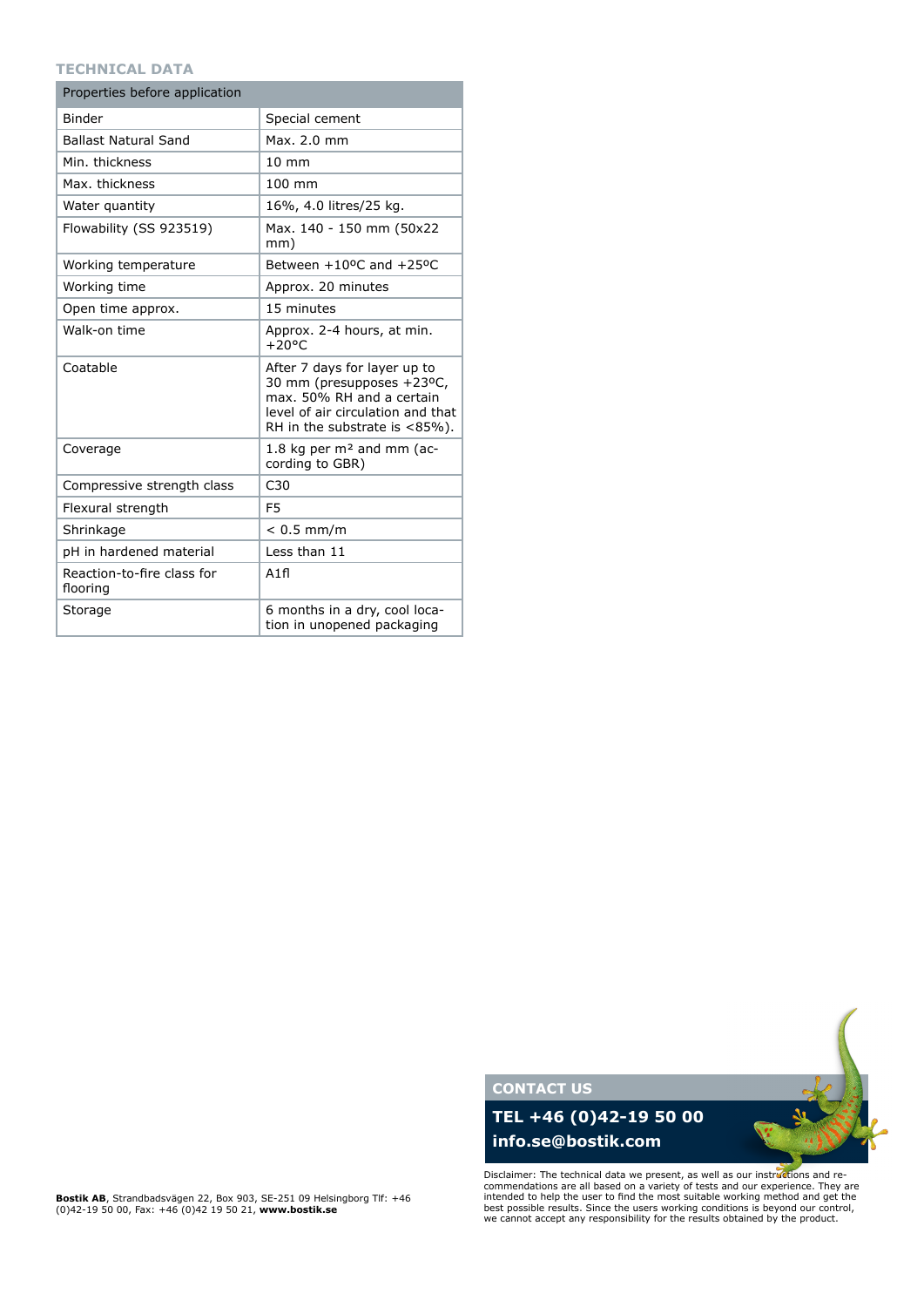## TECHNICAL DATA

| Properties before application | |
|---|---|
| Binder | Special cement |
| Ballast Natural Sand | Max. 2.0 mm |
| Min. thickness | 10 mm |
| Max. thickness | 100 mm |
| Water quantity | 16%, 4.0 litres/25 kg. |
| Flowability (SS 923519) | Max. 140 - 150 mm (50x22 mm) |
| Working temperature | Between +10ºC and +25ºC |
| Working time | Approx. 20 minutes |
| Open time approx. | 15 minutes |
| Walk-on time | Approx. 2-4 hours, at min. +20°C |
| Coatable | After 7 days for layer up to 30 mm (presupposes +23ºC, max. 50% RH and a certain level of air circulation and that RH in the substrate is <85%). |
| Coverage | 1.8 kg per m² and mm (according to GBR) |
| Compressive strength class | C30 |
| Flexural strength | F5 |
| Shrinkage | < 0.5 mm/m |
| pH in hardened material | Less than 11 |
| Reaction-to-fire class for flooring | A1fl |
| Storage | 6 months in a dry, cool location in unopened packaging |

**CONTACT US**

**TEL +46 (0)42-19 50 00**

**info.se@bostik.com**

Disclaimer: The technical data we present, as well as our instructions and recommendations are all based on a variety of tests and our experience. They are intended to help the user to find the most suitable working method and get the best possible results. Since the users working conditions is beyond our control, we cannot accept any responsibility for the results obtained by the product.

**Bostik AB**, Strandbadsvägen 22, Box 903, SE-251 09 Helsingborg Tlf: +46 (0)42-19 50 00, Fax: +46 (0)42 19 50 21, **www.bostik.se**